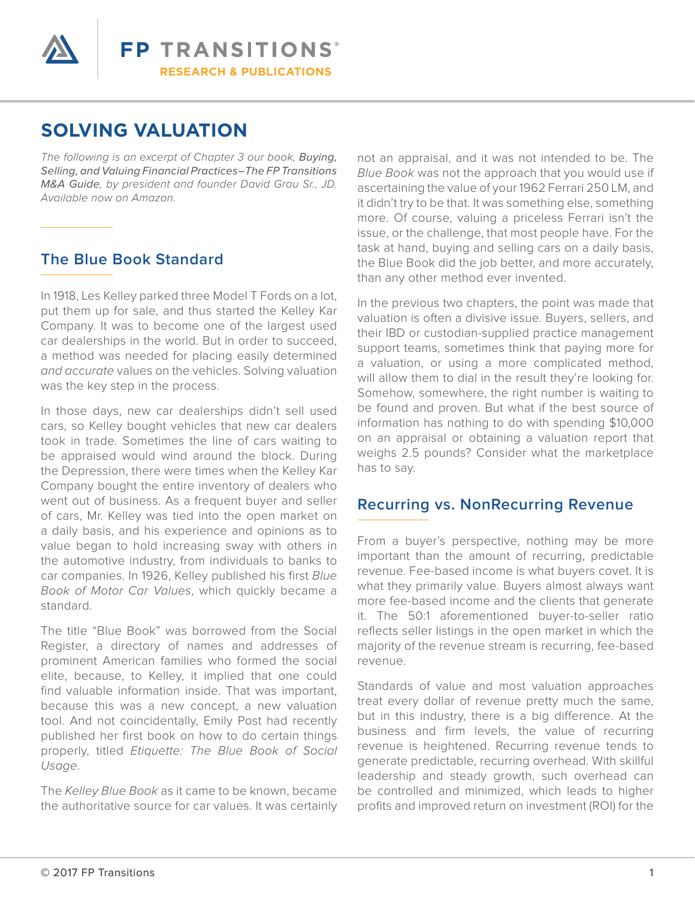# SOLVING VALUATION

*The following is an excerpt of Chapter 3 our book,* ***Buying, Selling, and Valuing Financial Practices–The FP Transitions M&A Guide****, by president and founder David Grau Sr., JD. Available now on Amazon.*

## The Blue Book Standard

In 1918, Les Kelley parked three Model T Fords on a lot, put them up for sale, and thus started the Kelley Kar Company. It was to become one of the largest used car dealerships in the world. But in order to succeed, a method was needed for placing easily determined *and accurate* values on the vehicles. Solving valuation was the key step in the process.

In those days, new car dealerships didn't sell used cars, so Kelley bought vehicles that new car dealers took in trade. Sometimes the line of cars waiting to be appraised would wind around the block. During the Depression, there were times when the Kelley Kar Company bought the entire inventory of dealers who went out of business. As a frequent buyer and seller of cars, Mr. Kelley was tied into the open market on a daily basis, and his experience and opinions as to value began to hold increasing sway with others in the automotive industry, from individuals to banks to car companies. In 1926, Kelley published his first *Blue Book of Motor Car Values*, which quickly became a standard.

The title "Blue Book" was borrowed from the Social Register, a directory of names and addresses of prominent American families who formed the social elite, because, to Kelley, it implied that one could find valuable information inside. That was important, because this was a new concept, a new valuation tool. And not coincidentally, Emily Post had recently published her first book on how to do certain things properly, titled *Etiquette: The Blue Book of Social Usage*.

The *Kelley Blue Book* as it came to be known, became the authoritative source for car values. It was certainly not an appraisal, and it was not intended to be. The *Blue Book* was not the approach that you would use if ascertaining the value of your 1962 Ferrari 250 LM, and it didn't try to be that. It was something else, something more. Of course, valuing a priceless Ferrari isn't the issue, or the challenge, that most people have. For the task at hand, buying and selling cars on a daily basis, the Blue Book did the job better, and more accurately, than any other method ever invented.

In the previous two chapters, the point was made that valuation is often a divisive issue. Buyers, sellers, and their IBD or custodian-supplied practice management support teams, sometimes think that paying more for a valuation, or using a more complicated method, will allow them to dial in the result they're looking for. Somehow, somewhere, the right number is waiting to be found and proven. But what if the best source of information has nothing to do with spending $10,000 on an appraisal or obtaining a valuation report that weighs 2.5 pounds? Consider what the marketplace has to say.

## Recurring vs. NonRecurring Revenue

From a buyer's perspective, nothing may be more important than the amount of recurring, predictable revenue. Fee-based income is what buyers covet. It is what they primarily value. Buyers almost always want more fee-based income and the clients that generate it. The 50:1 aforementioned buyer-to-seller ratio reflects seller listings in the open market in which the majority of the revenue stream is recurring, fee-based revenue.

Standards of value and most valuation approaches treat every dollar of revenue pretty much the same, but in this industry, there is a big difference. At the business and firm levels, the value of recurring revenue is heightened. Recurring revenue tends to generate predictable, recurring overhead. With skillful leadership and steady growth, such overhead can be controlled and minimized, which leads to higher profits and improved return on investment (ROI) for the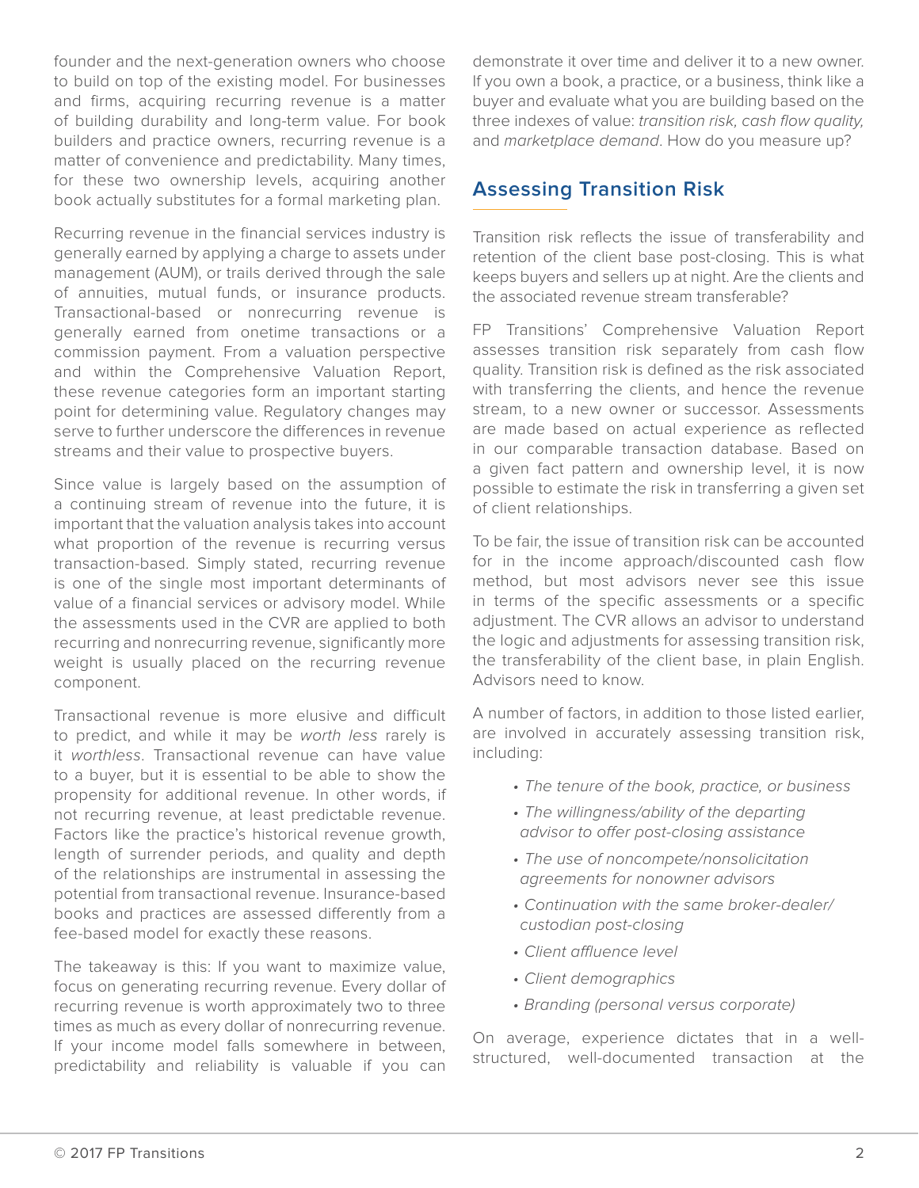founder and the next-generation owners who choose to build on top of the existing model. For businesses and firms, acquiring recurring revenue is a matter of building durability and long-term value. For book builders and practice owners, recurring revenue is a matter of convenience and predictability. Many times, for these two ownership levels, acquiring another book actually substitutes for a formal marketing plan.

Recurring revenue in the financial services industry is generally earned by applying a charge to assets under management (AUM), or trails derived through the sale of annuities, mutual funds, or insurance products. Transactional-based or nonrecurring revenue is generally earned from onetime transactions or a commission payment. From a valuation perspective and within the Comprehensive Valuation Report, these revenue categories form an important starting point for determining value. Regulatory changes may serve to further underscore the differences in revenue streams and their value to prospective buyers.

Since value is largely based on the assumption of a continuing stream of revenue into the future, it is important that the valuation analysis takes into account what proportion of the revenue is recurring versus transaction-based. Simply stated, recurring revenue is one of the single most important determinants of value of a financial services or advisory model. While the assessments used in the CVR are applied to both recurring and nonrecurring revenue, significantly more weight is usually placed on the recurring revenue component.

Transactional revenue is more elusive and difficult to predict, and while it may be *worth less* rarely is it *worthless*. Transactional revenue can have value to a buyer, but it is essential to be able to show the propensity for additional revenue. In other words, if not recurring revenue, at least predictable revenue. Factors like the practice's historical revenue growth, length of surrender periods, and quality and depth of the relationships are instrumental in assessing the potential from transactional revenue. Insurance-based books and practices are assessed differently from a fee-based model for exactly these reasons.

The takeaway is this: If you want to maximize value, focus on generating recurring revenue. Every dollar of recurring revenue is worth approximately two to three times as much as every dollar of nonrecurring revenue. If your income model falls somewhere in between, predictability and reliability is valuable if you can demonstrate it over time and deliver it to a new owner. If you own a book, a practice, or a business, think like a buyer and evaluate what you are building based on the three indexes of value: *transition risk, cash flow quality,* and *marketplace demand*. How do you measure up?

## Assessing Transition Risk

Transition risk reflects the issue of transferability and retention of the client base post-closing. This is what keeps buyers and sellers up at night. Are the clients and the associated revenue stream transferable?

FP Transitions' Comprehensive Valuation Report assesses transition risk separately from cash flow quality. Transition risk is defined as the risk associated with transferring the clients, and hence the revenue stream, to a new owner or successor. Assessments are made based on actual experience as reflected in our comparable transaction database. Based on a given fact pattern and ownership level, it is now possible to estimate the risk in transferring a given set of client relationships.

To be fair, the issue of transition risk can be accounted for in the income approach/discounted cash flow method, but most advisors never see this issue in terms of the specific assessments or a specific adjustment. The CVR allows an advisor to understand the logic and adjustments for assessing transition risk, the transferability of the client base, in plain English. Advisors need to know.

A number of factors, in addition to those listed earlier, are involved in accurately assessing transition risk, including:

- *The tenure of the book, practice, or business*
- *The willingness/ability of the departing advisor to offer post-closing assistance*
- *The use of noncompete/nonsolicitation agreements for nonowner advisors*
- *Continuation with the same broker-dealer/custodian post-closing*
- *Client affluence level*
- *Client demographics*
- *Branding (personal versus corporate)*

On average, experience dictates that in a well-structured, well-documented transaction at the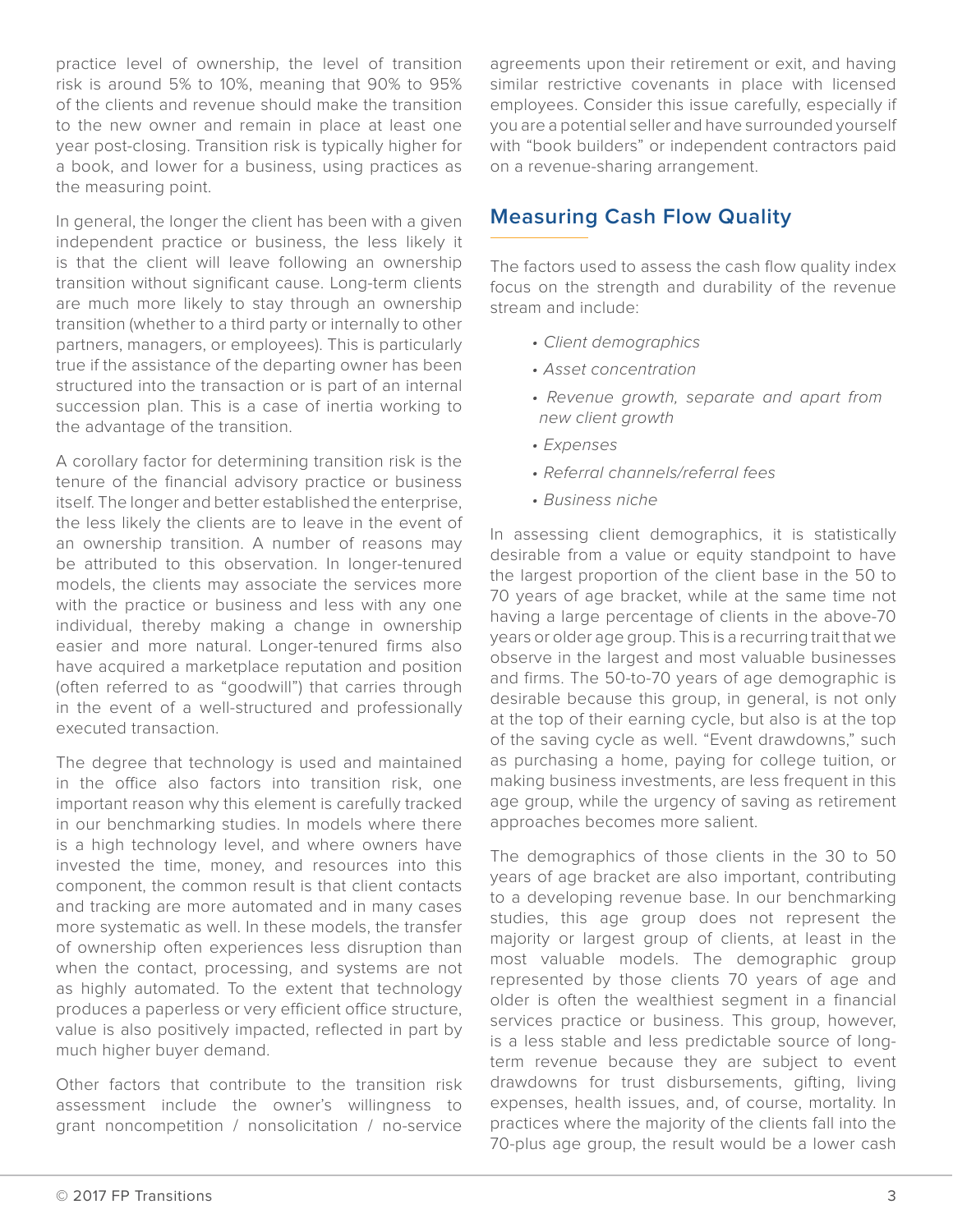practice level of ownership, the level of transition risk is around 5% to 10%, meaning that 90% to 95% of the clients and revenue should make the transition to the new owner and remain in place at least one year post-closing. Transition risk is typically higher for a book, and lower for a business, using practices as the measuring point.

In general, the longer the client has been with a given independent practice or business, the less likely it is that the client will leave following an ownership transition without significant cause. Long-term clients are much more likely to stay through an ownership transition (whether to a third party or internally to other partners, managers, or employees). This is particularly true if the assistance of the departing owner has been structured into the transaction or is part of an internal succession plan. This is a case of inertia working to the advantage of the transition.

A corollary factor for determining transition risk is the tenure of the financial advisory practice or business itself. The longer and better established the enterprise, the less likely the clients are to leave in the event of an ownership transition. A number of reasons may be attributed to this observation. In longer-tenured models, the clients may associate the services more with the practice or business and less with any one individual, thereby making a change in ownership easier and more natural. Longer-tenured firms also have acquired a marketplace reputation and position (often referred to as "goodwill") that carries through in the event of a well-structured and professionally executed transaction.

The degree that technology is used and maintained in the office also factors into transition risk, one important reason why this element is carefully tracked in our benchmarking studies. In models where there is a high technology level, and where owners have invested the time, money, and resources into this component, the common result is that client contacts and tracking are more automated and in many cases more systematic as well. In these models, the transfer of ownership often experiences less disruption than when the contact, processing, and systems are not as highly automated. To the extent that technology produces a paperless or very efficient office structure, value is also positively impacted, reflected in part by much higher buyer demand.

Other factors that contribute to the transition risk assessment include the owner's willingness to grant noncompetition / nonsolicitation / no-service agreements upon their retirement or exit, and having similar restrictive covenants in place with licensed employees. Consider this issue carefully, especially if you are a potential seller and have surrounded yourself with "book builders" or independent contractors paid on a revenue-sharing arrangement.

## Measuring Cash Flow Quality

The factors used to assess the cash flow quality index focus on the strength and durability of the revenue stream and include:

- *Client demographics*
- *Asset concentration*
- *Revenue growth, separate and apart from new client growth*
- *Expenses*
- *Referral channels/referral fees*
- *Business niche*

In assessing client demographics, it is statistically desirable from a value or equity standpoint to have the largest proportion of the client base in the 50 to 70 years of age bracket, while at the same time not having a large percentage of clients in the above-70 years or older age group. This is a recurring trait that we observe in the largest and most valuable businesses and firms. The 50-to-70 years of age demographic is desirable because this group, in general, is not only at the top of their earning cycle, but also is at the top of the saving cycle as well. "Event drawdowns," such as purchasing a home, paying for college tuition, or making business investments, are less frequent in this age group, while the urgency of saving as retirement approaches becomes more salient.

The demographics of those clients in the 30 to 50 years of age bracket are also important, contributing to a developing revenue base. In our benchmarking studies, this age group does not represent the majority or largest group of clients, at least in the most valuable models. The demographic group represented by those clients 70 years of age and older is often the wealthiest segment in a financial services practice or business. This group, however, is a less stable and less predictable source of long-term revenue because they are subject to event drawdowns for trust disbursements, gifting, living expenses, health issues, and, of course, mortality. In practices where the majority of the clients fall into the 70-plus age group, the result would be a lower cash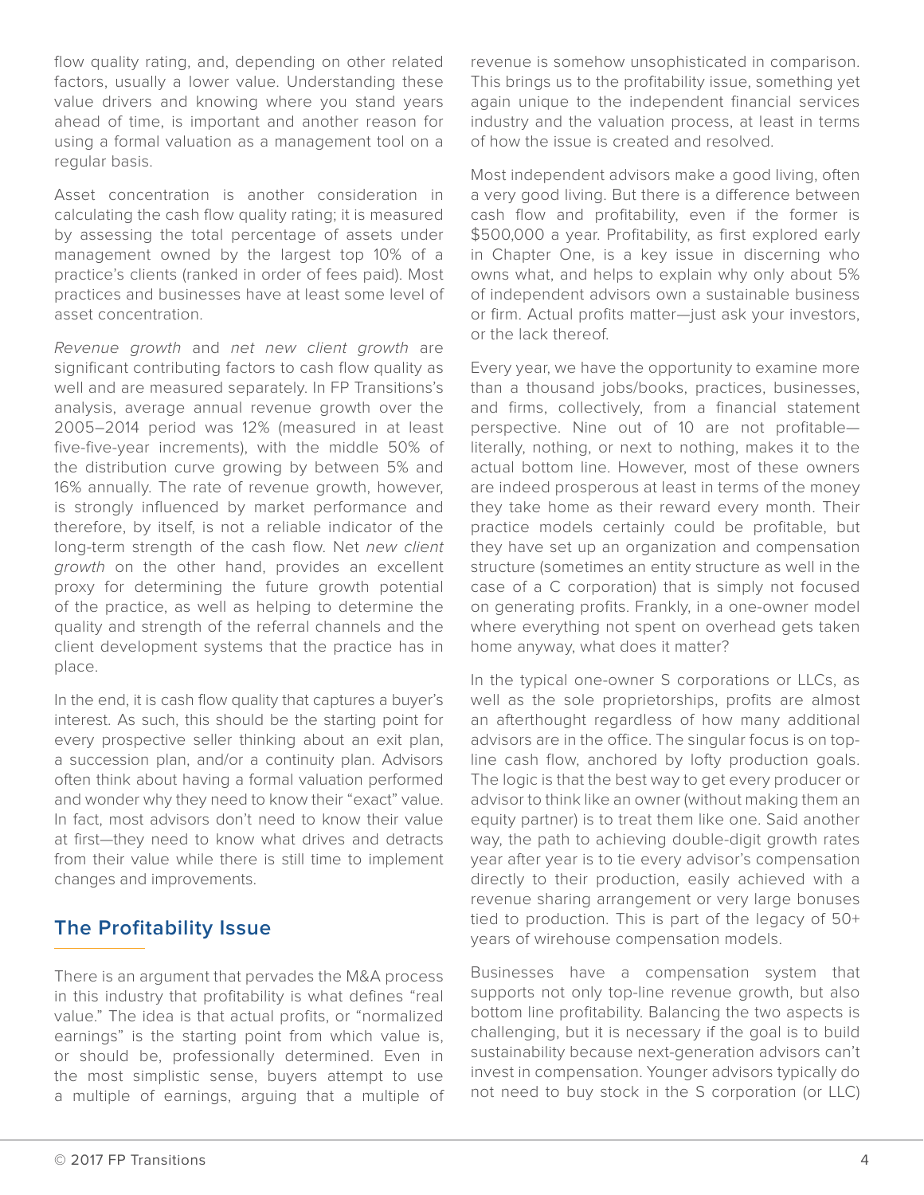flow quality rating, and, depending on other related factors, usually a lower value. Understanding these value drivers and knowing where you stand years ahead of time, is important and another reason for using a formal valuation as a management tool on a regular basis.

Asset concentration is another consideration in calculating the cash flow quality rating; it is measured by assessing the total percentage of assets under management owned by the largest top 10% of a practice's clients (ranked in order of fees paid). Most practices and businesses have at least some level of asset concentration.

*Revenue growth* and *net new client growth* are significant contributing factors to cash flow quality as well and are measured separately. In FP Transitions's analysis, average annual revenue growth over the 2005–2014 period was 12% (measured in at least five-five-year increments), with the middle 50% of the distribution curve growing by between 5% and 16% annually. The rate of revenue growth, however, is strongly influenced by market performance and therefore, by itself, is not a reliable indicator of the long-term strength of the cash flow. Net *new client growth* on the other hand, provides an excellent proxy for determining the future growth potential of the practice, as well as helping to determine the quality and strength of the referral channels and the client development systems that the practice has in place.

In the end, it is cash flow quality that captures a buyer's interest. As such, this should be the starting point for every prospective seller thinking about an exit plan, a succession plan, and/or a continuity plan. Advisors often think about having a formal valuation performed and wonder why they need to know their "exact" value. In fact, most advisors don't need to know their value at first—they need to know what drives and detracts from their value while there is still time to implement changes and improvements.

## The Profitability Issue

There is an argument that pervades the M&A process in this industry that profitability is what defines "real value." The idea is that actual profits, or "normalized earnings" is the starting point from which value is, or should be, professionally determined. Even in the most simplistic sense, buyers attempt to use a multiple of earnings, arguing that a multiple of revenue is somehow unsophisticated in comparison. This brings us to the profitability issue, something yet again unique to the independent financial services industry and the valuation process, at least in terms of how the issue is created and resolved.

Most independent advisors make a good living, often a very good living. But there is a difference between cash flow and profitability, even if the former is $500,000 a year. Profitability, as first explored early in Chapter One, is a key issue in discerning who owns what, and helps to explain why only about 5% of independent advisors own a sustainable business or firm. Actual profits matter—just ask your investors, or the lack thereof.

Every year, we have the opportunity to examine more than a thousand jobs/books, practices, businesses, and firms, collectively, from a financial statement perspective. Nine out of 10 are not profitable—literally, nothing, or next to nothing, makes it to the actual bottom line. However, most of these owners are indeed prosperous at least in terms of the money they take home as their reward every month. Their practice models certainly could be profitable, but they have set up an organization and compensation structure (sometimes an entity structure as well in the case of a C corporation) that is simply not focused on generating profits. Frankly, in a one-owner model where everything not spent on overhead gets taken home anyway, what does it matter?

In the typical one-owner S corporations or LLCs, as well as the sole proprietorships, profits are almost an afterthought regardless of how many additional advisors are in the office. The singular focus is on top-line cash flow, anchored by lofty production goals. The logic is that the best way to get every producer or advisor to think like an owner (without making them an equity partner) is to treat them like one. Said another way, the path to achieving double-digit growth rates year after year is to tie every advisor's compensation directly to their production, easily achieved with a revenue sharing arrangement or very large bonuses tied to production. This is part of the legacy of 50+ years of wirehouse compensation models.

Businesses have a compensation system that supports not only top-line revenue growth, but also bottom line profitability. Balancing the two aspects is challenging, but it is necessary if the goal is to build sustainability because next-generation advisors can't invest in compensation. Younger advisors typically do not need to buy stock in the S corporation (or LLC)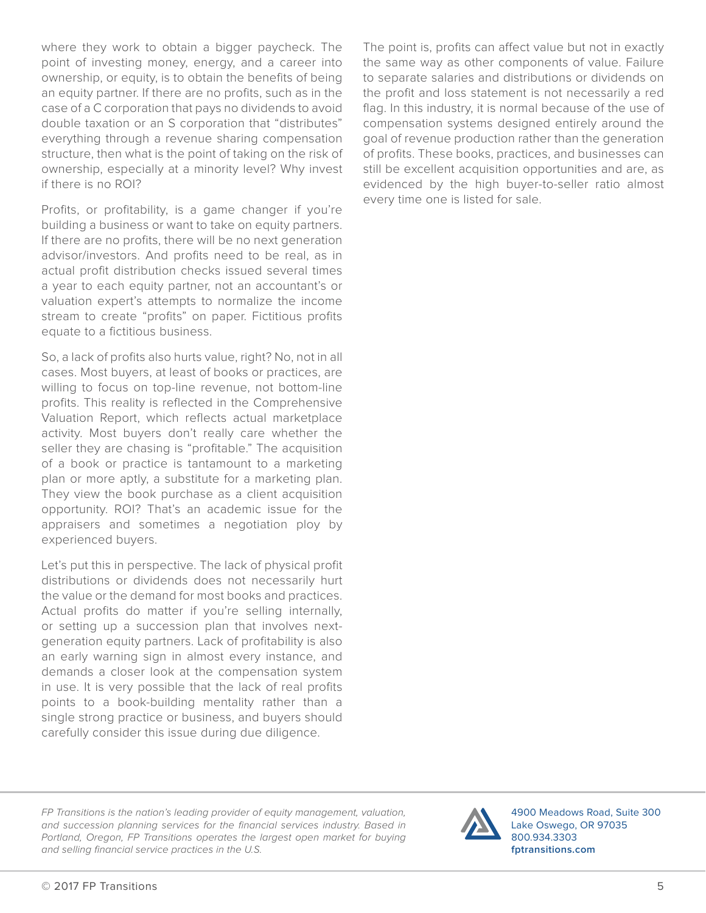where they work to obtain a bigger paycheck. The point of investing money, energy, and a career into ownership, or equity, is to obtain the benefits of being an equity partner. If there are no profits, such as in the case of a C corporation that pays no dividends to avoid double taxation or an S corporation that "distributes" everything through a revenue sharing compensation structure, then what is the point of taking on the risk of ownership, especially at a minority level? Why invest if there is no ROI?

Profits, or profitability, is a game changer if you're building a business or want to take on equity partners. If there are no profits, there will be no next generation advisor/investors. And profits need to be real, as in actual profit distribution checks issued several times a year to each equity partner, not an accountant's or valuation expert's attempts to normalize the income stream to create "profits" on paper. Fictitious profits equate to a fictitious business.

So, a lack of profits also hurts value, right? No, not in all cases. Most buyers, at least of books or practices, are willing to focus on top-line revenue, not bottom-line profits. This reality is reflected in the Comprehensive Valuation Report, which reflects actual marketplace activity. Most buyers don't really care whether the seller they are chasing is "profitable." The acquisition of a book or practice is tantamount to a marketing plan or more aptly, a substitute for a marketing plan. They view the book purchase as a client acquisition opportunity. ROI? That's an academic issue for the appraisers and sometimes a negotiation ploy by experienced buyers.

Let's put this in perspective. The lack of physical profit distributions or dividends does not necessarily hurt the value or the demand for most books and practices. Actual profits do matter if you're selling internally, or setting up a succession plan that involves next-generation equity partners. Lack of profitability is also an early warning sign in almost every instance, and demands a closer look at the compensation system in use. It is very possible that the lack of real profits points to a book-building mentality rather than a single strong practice or business, and buyers should carefully consider this issue during due diligence.

The point is, profits can affect value but not in exactly the same way as other components of value. Failure to separate salaries and distributions or dividends on the profit and loss statement is not necessarily a red flag. In this industry, it is normal because of the use of compensation systems designed entirely around the goal of revenue production rather than the generation of profits. These books, practices, and businesses can still be excellent acquisition opportunities and are, as evidenced by the high buyer-to-seller ratio almost every time one is listed for sale.

*FP Transitions is the nation's leading provider of equity management, valuation, and succession planning services for the financial services industry. Based in Portland, Oregon, FP Transitions operates the largest open market for buying and selling financial service practices in the U.S.*

4900 Meadows Road, Suite 300
Lake Oswego, OR 97035
800.934.3303
**fptransitions.com**

© 2017 FP Transitions